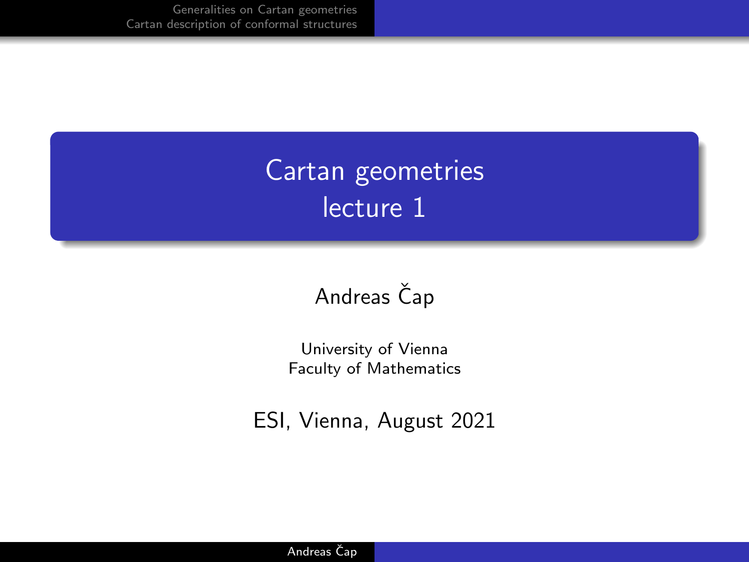# Cartan geometries
## lecture 1

Andreas Čap

University of Vienna
Faculty of Mathematics

ESI, Vienna, August 2021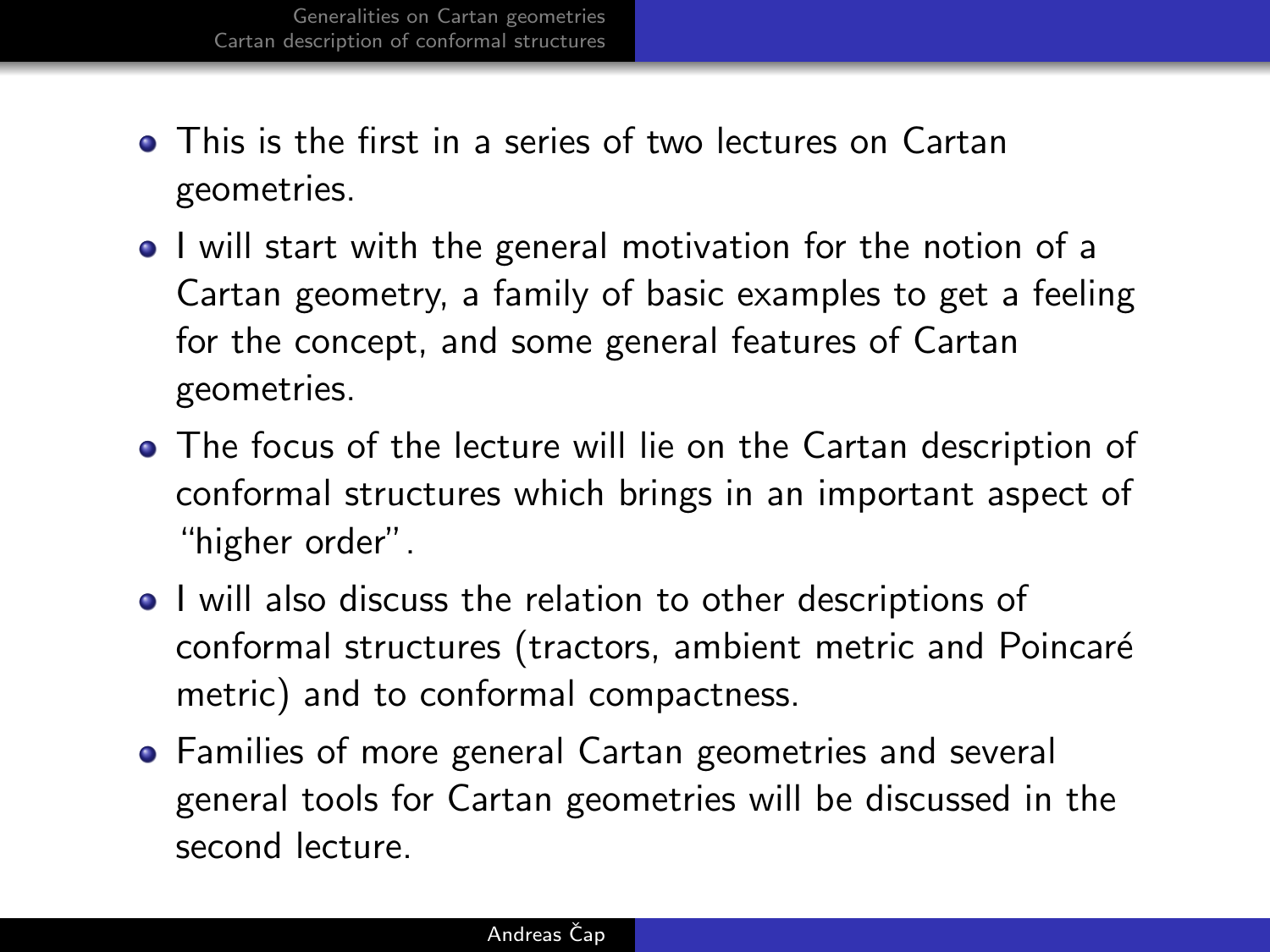- This is the first in a series of two lectures on Cartan geometries.
- I will start with the general motivation for the notion of a Cartan geometry, a family of basic examples to get a feeling for the concept, and some general features of Cartan geometries.
- The focus of the lecture will lie on the Cartan description of conformal structures which brings in an important aspect of "higher order".
- I will also discuss the relation to other descriptions of conformal structures (tractors, ambient metric and Poincaré metric) and to conformal compactness.
- Families of more general Cartan geometries and several general tools for Cartan geometries will be discussed in the second lecture.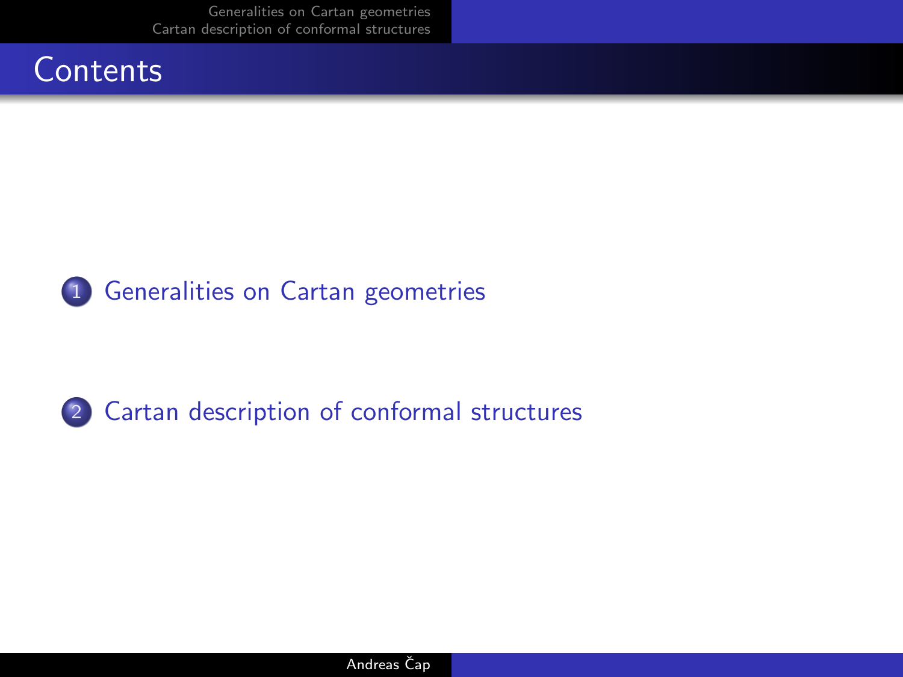# Contents

1. Generalities on Cartan geometries

2. Cartan description of conformal structures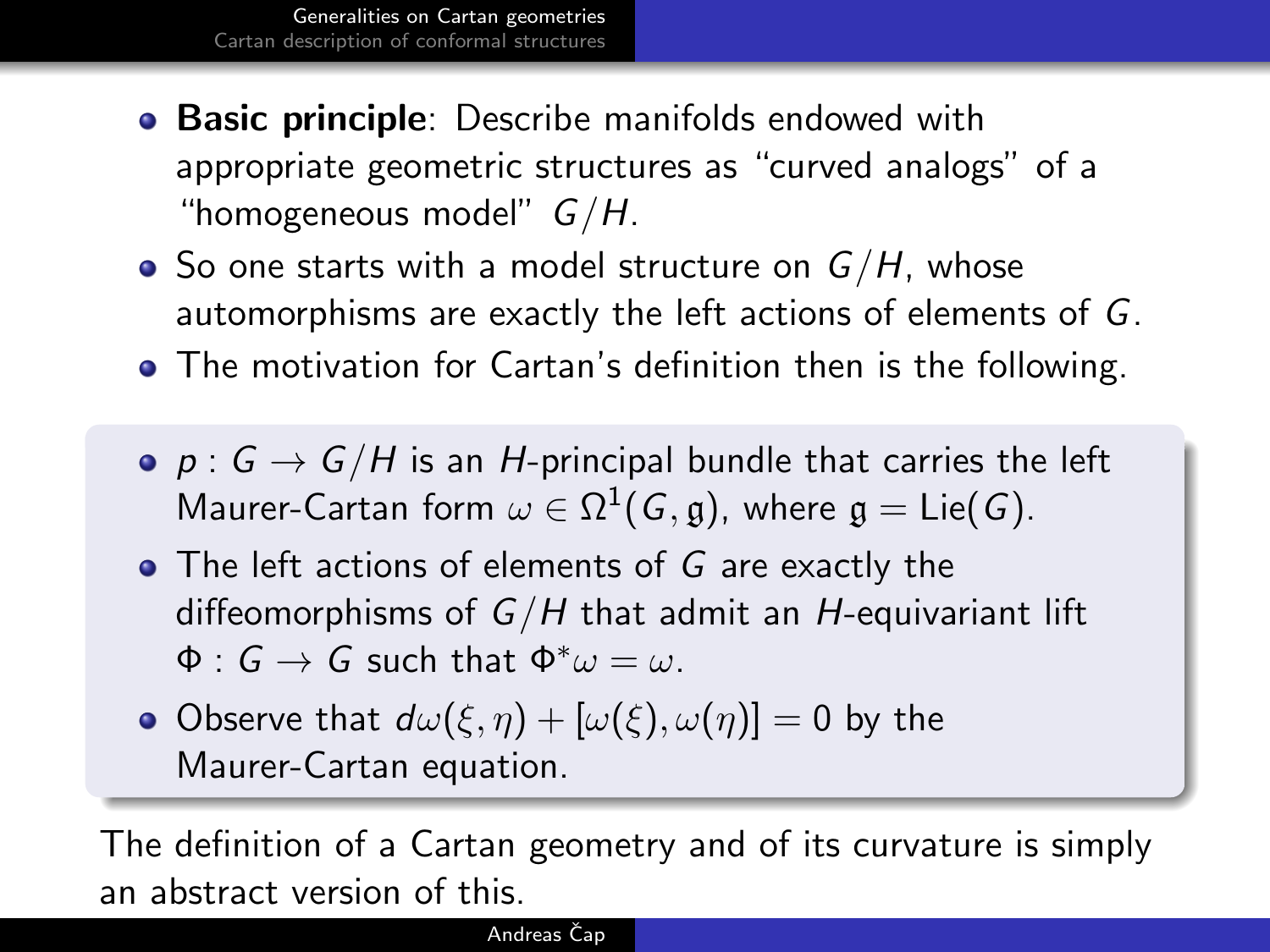- **Basic principle**: Describe manifolds endowed with appropriate geometric structures as "curved analogs" of a "homogeneous model" $G/H$.
- So one starts with a model structure on $G/H$, whose automorphisms are exactly the left actions of elements of $G$.
- The motivation for Cartan's definition then is the following.

- $p : G \to G/H$ is an $H$-principal bundle that carries the left Maurer-Cartan form $\omega \in \Omega^1(G, \mathfrak{g})$, where $\mathfrak{g} = \text{Lie}(G)$.
- The left actions of elements of $G$ are exactly the diffeomorphisms of $G/H$ that admit an $H$-equivariant lift $\Phi : G \to G$ such that $\Phi^*\omega = \omega$.
- Observe that $d\omega(\xi, \eta) + [\omega(\xi), \omega(\eta)] = 0$ by the Maurer-Cartan equation.

The definition of a Cartan geometry and of its curvature is simply an abstract version of this.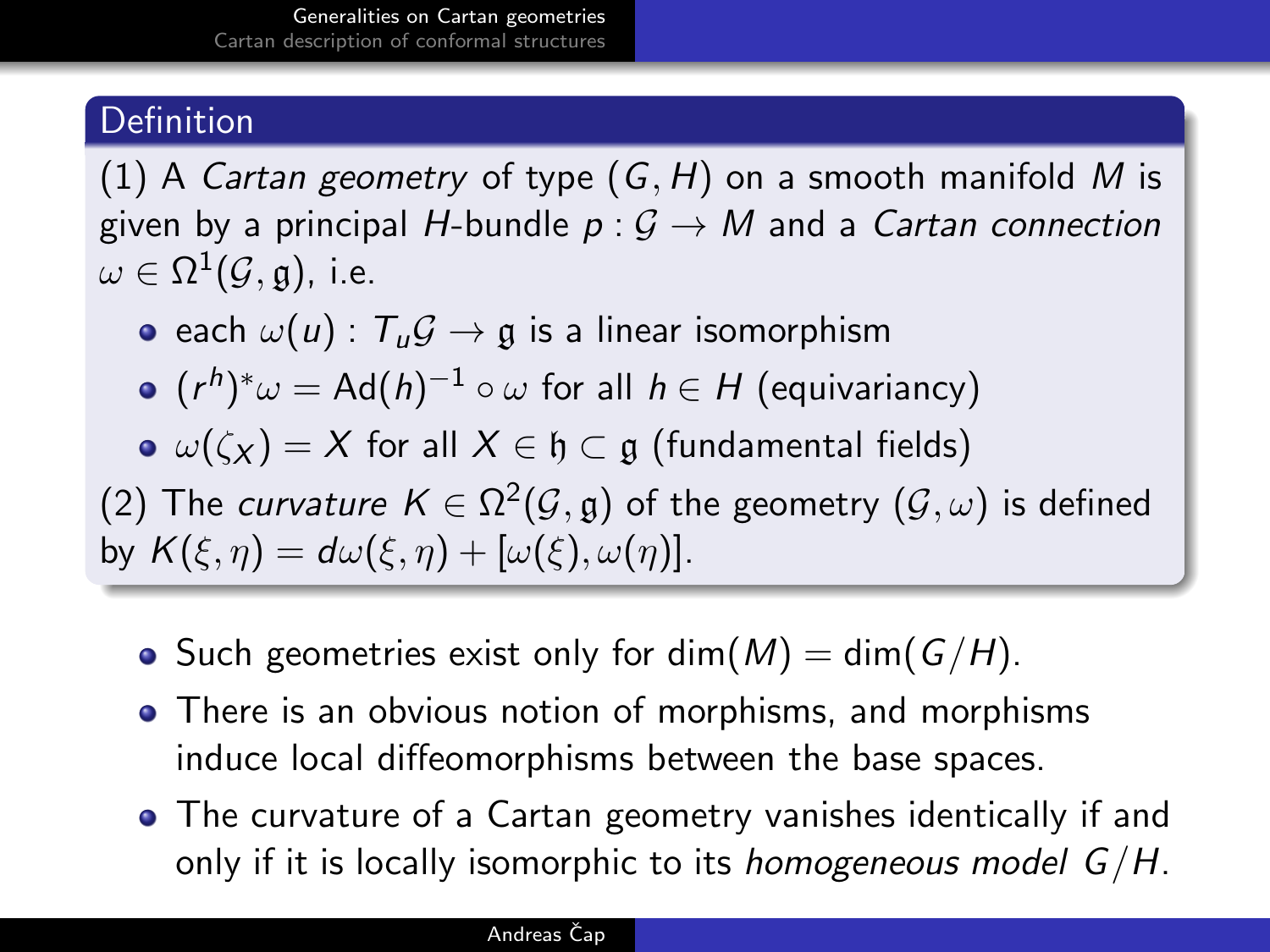## Definition

(1) A *Cartan geometry* of type $(G, H)$ on a smooth manifold $M$ is given by a principal $H$-bundle $p : \mathcal{G} \to M$ and a *Cartan connection* $\omega \in \Omega^1(\mathcal{G}, \mathfrak{g})$, i.e.

- each $\omega(u) : T_u\mathcal{G} \to \mathfrak{g}$ is a linear isomorphism
- $(r^h)^*\omega = \text{Ad}(h)^{-1} \circ \omega$ for all $h \in H$ (equivariancy)
- $\omega(\zeta_X) = X$ for all $X \in \mathfrak{h} \subset \mathfrak{g}$ (fundamental fields)

(2) The *curvature* $K \in \Omega^2(\mathcal{G}, \mathfrak{g})$ of the geometry $(\mathcal{G}, \omega)$ is defined by $K(\xi, \eta) = d\omega(\xi, \eta) + [\omega(\xi), \omega(\eta)]$.

- Such geometries exist only for $\dim(M) = \dim(G/H)$.
- There is an obvious notion of morphisms, and morphisms induce local diffeomorphisms between the base spaces.
- The curvature of a Cartan geometry vanishes identically if and only if it is locally isomorphic to its *homogeneous model* $G/H$.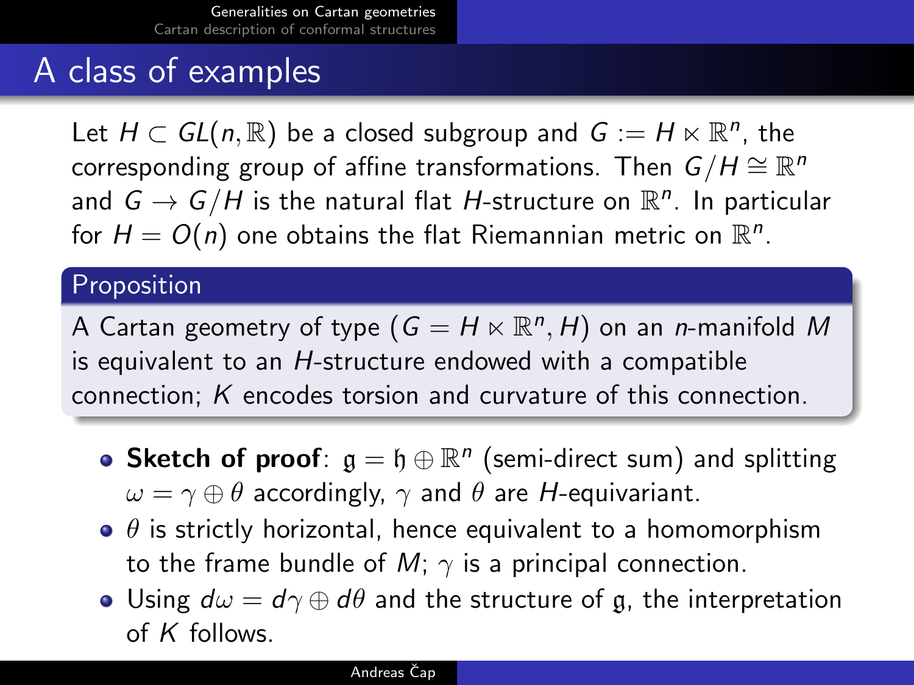## A class of examples

Let $H \subset GL(n, \mathbb{R})$ be a closed subgroup and $G := H \ltimes \mathbb{R}^n$, the corresponding group of affine transformations. Then $G/H \cong \mathbb{R}^n$ and $G \to G/H$ is the natural flat $H$-structure on $\mathbb{R}^n$. In particular for $H = O(n)$ one obtains the flat Riemannian metric on $\mathbb{R}^n$.

**Proposition**

A Cartan geometry of type $(G = H \ltimes \mathbb{R}^n, H)$ on an $n$-manifold $M$ is equivalent to an $H$-structure endowed with a compatible connection; $K$ encodes torsion and curvature of this connection.

- **Sketch of proof**: $\mathfrak{g} = \mathfrak{h} \oplus \mathbb{R}^n$ (semi-direct sum) and splitting $\omega = \gamma \oplus \theta$ accordingly, $\gamma$ and $\theta$ are $H$-equivariant.
- $\theta$ is strictly horizontal, hence equivalent to a homomorphism to the frame bundle of $M$; $\gamma$ is a principal connection.
- Using $d\omega = d\gamma \oplus d\theta$ and the structure of $\mathfrak{g}$, the interpretation of $K$ follows.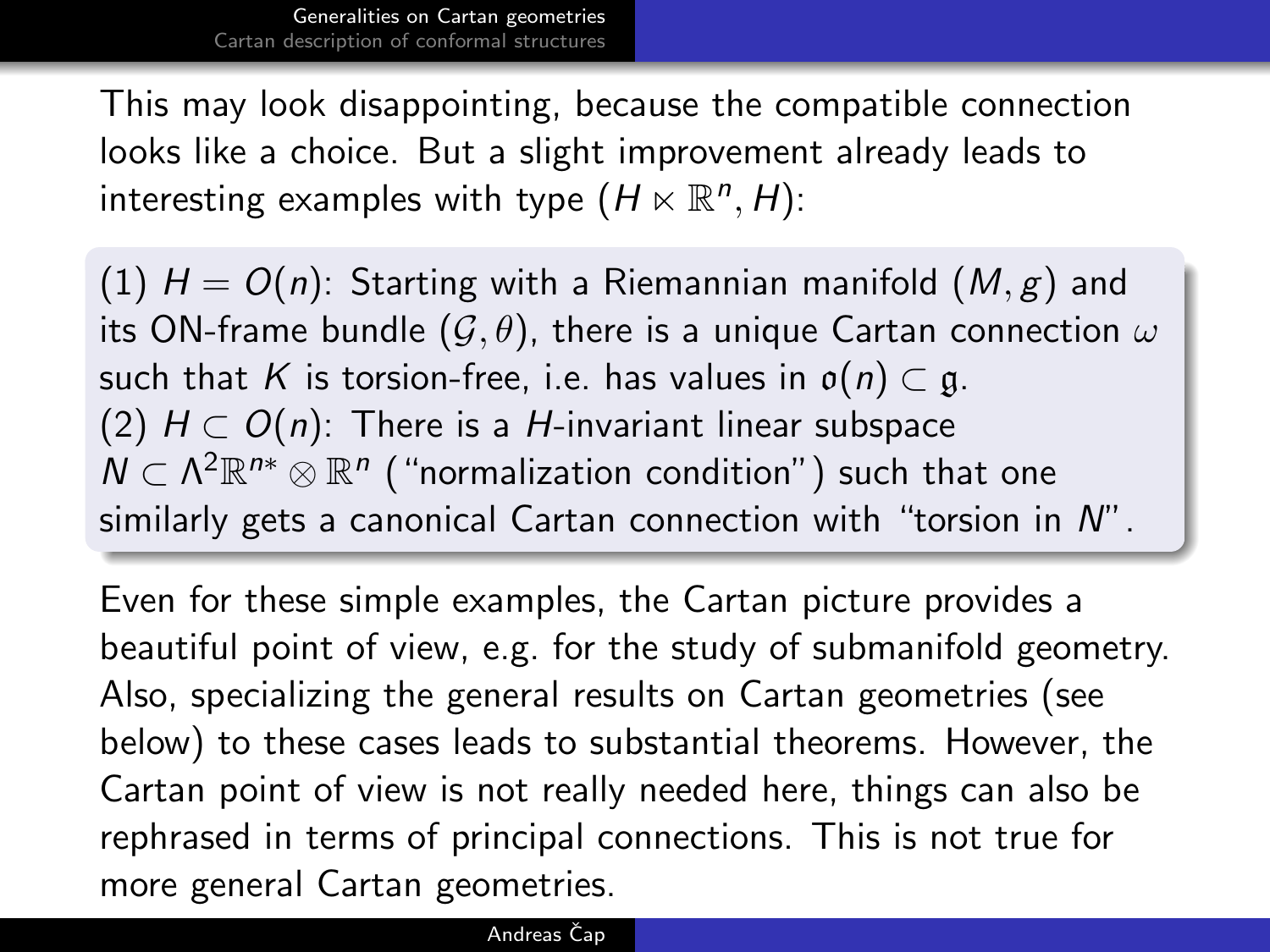This may look disappointing, because the compatible connection looks like a choice. But a slight improvement already leads to interesting examples with type $(H \ltimes \mathbb{R}^n, H)$:

(1) $H = O(n)$: Starting with a Riemannian manifold $(M, g)$ and its ON-frame bundle $(\mathcal{G}, \theta)$, there is a unique Cartan connection $\omega$ such that $K$ is torsion-free, i.e. has values in $\mathfrak{o}(n) \subset \mathfrak{g}$.
(2) $H \subset O(n)$: There is a $H$-invariant linear subspace $N \subset \Lambda^2\mathbb{R}^{n*} \otimes \mathbb{R}^n$ ("normalization condition") such that one similarly gets a canonical Cartan connection with "torsion in $N$".

Even for these simple examples, the Cartan picture provides a beautiful point of view, e.g. for the study of submanifold geometry. Also, specializing the general results on Cartan geometries (see below) to these cases leads to substantial theorems. However, the Cartan point of view is not really needed here, things can also be rephrased in terms of principal connections. This is not true for more general Cartan geometries.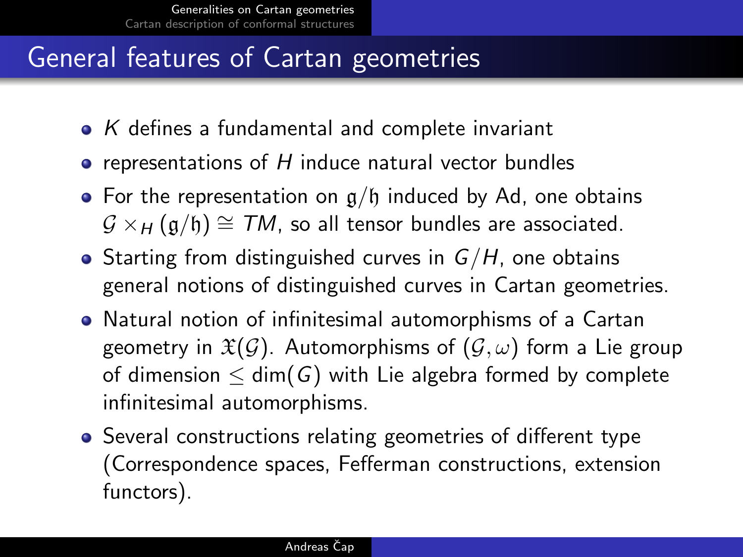# General features of Cartan geometries

- $K$ defines a fundamental and complete invariant
- representations of $H$ induce natural vector bundles
- For the representation on $\mathfrak{g}/\mathfrak{h}$ induced by Ad, one obtains $\mathcal{G} \times_H (\mathfrak{g}/\mathfrak{h}) \cong TM$, so all tensor bundles are associated.
- Starting from distinguished curves in $G/H$, one obtains general notions of distinguished curves in Cartan geometries.
- Natural notion of infinitesimal automorphisms of a Cartan geometry in $\mathfrak{X}(\mathcal{G})$. Automorphisms of $(\mathcal{G}, \omega)$ form a Lie group of dimension $\leq \dim(G)$ with Lie algebra formed by complete infinitesimal automorphisms.
- Several constructions relating geometries of different type (Correspondence spaces, Fefferman constructions, extension functors).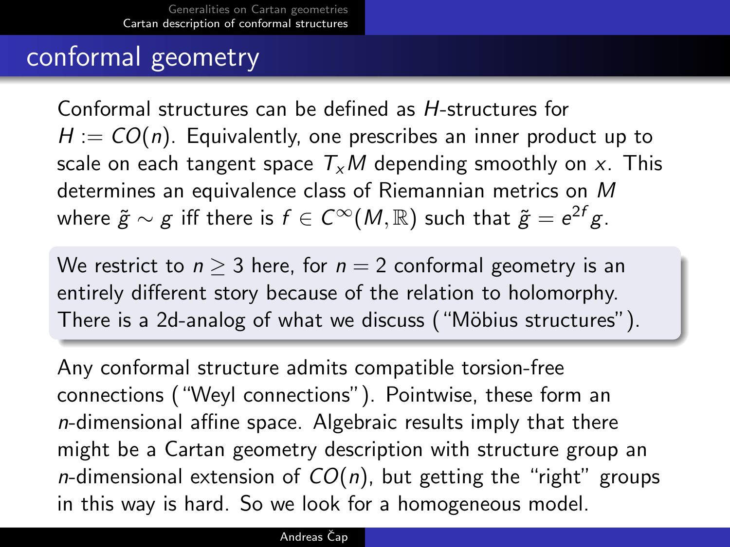## conformal geometry

Conformal structures can be defined as $H$-structures for $H := CO(n)$. Equivalently, one prescribes an inner product up to scale on each tangent space $T_xM$ depending smoothly on $x$. This determines an equivalence class of Riemannian metrics on $M$ where $\tilde{g} \sim g$ iff there is $f \in C^\infty(M, \mathbb{R})$ such that $\tilde{g} = e^{2f}g$.

We restrict to $n \geq 3$ here, for $n = 2$ conformal geometry is an entirely different story because of the relation to holomorphy. There is a 2d-analog of what we discuss ("Möbius structures").

Any conformal structure admits compatible torsion-free connections ("Weyl connections"). Pointwise, these form an $n$-dimensional affine space. Algebraic results imply that there might be a Cartan geometry description with structure group an $n$-dimensional extension of $CO(n)$, but getting the "right" groups in this way is hard. So we look for a homogeneous model.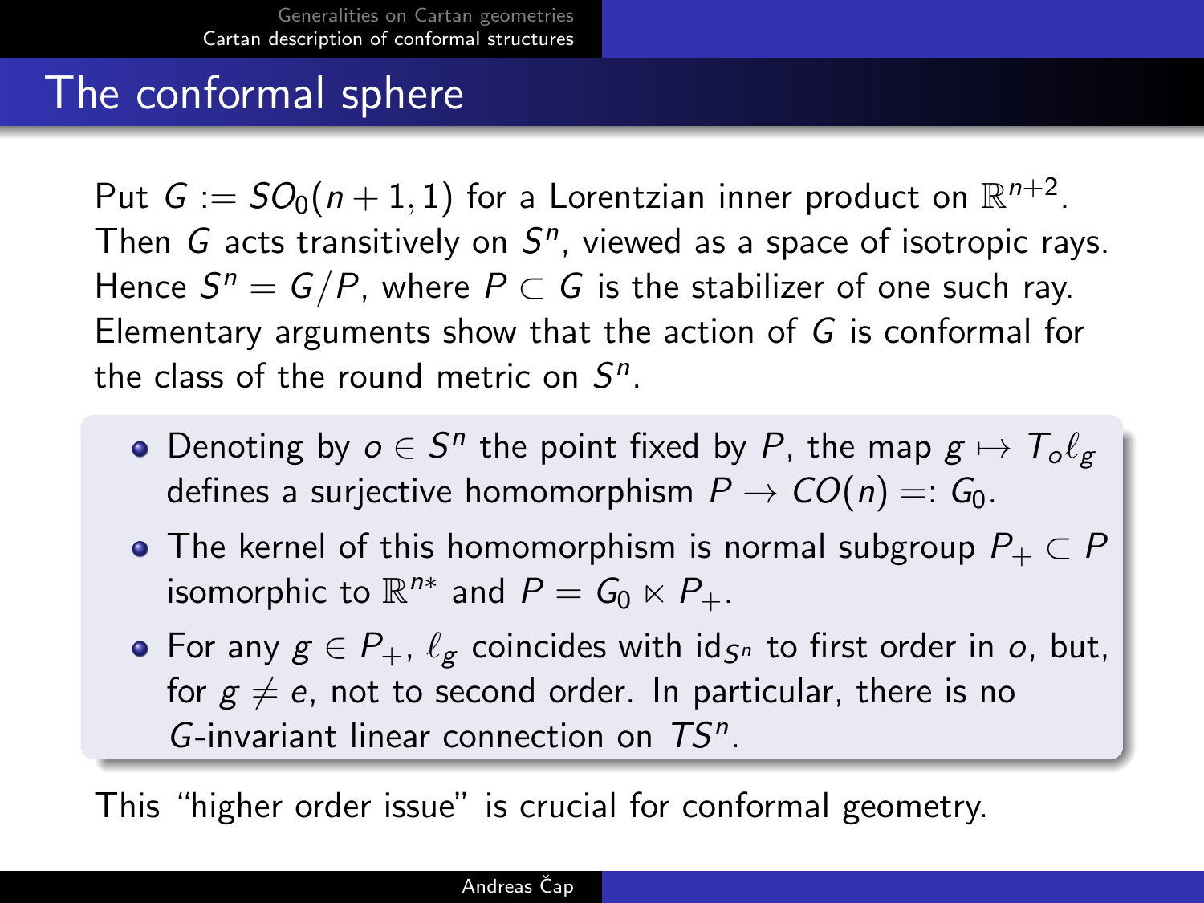# The conformal sphere

Put $G := SO_0(n+1,1)$ for a Lorentzian inner product on $\mathbb{R}^{n+2}$. Then $G$ acts transitively on $S^n$, viewed as a space of isotropic rays. Hence $S^n = G/P$, where $P \subset G$ is the stabilizer of one such ray. Elementary arguments show that the action of $G$ is conformal for the class of the round metric on $S^n$.

- Denoting by $o \in S^n$ the point fixed by $P$, the map $g \mapsto T_o\ell_g$ defines a surjective homomorphism $P \to CO(n) =: G_0$.
- The kernel of this homomorphism is normal subgroup $P_+ \subset P$ isomorphic to $\mathbb{R}^{n*}$ and $P = G_0 \ltimes P_+$.
- For any $g \in P_+$, $\ell_g$ coincides with $\mathrm{id}_{S^n}$ to first order in $o$, but, for $g \neq e$, not to second order. In particular, there is no $G$-invariant linear connection on $TS^n$.

This "higher order issue" is crucial for conformal geometry.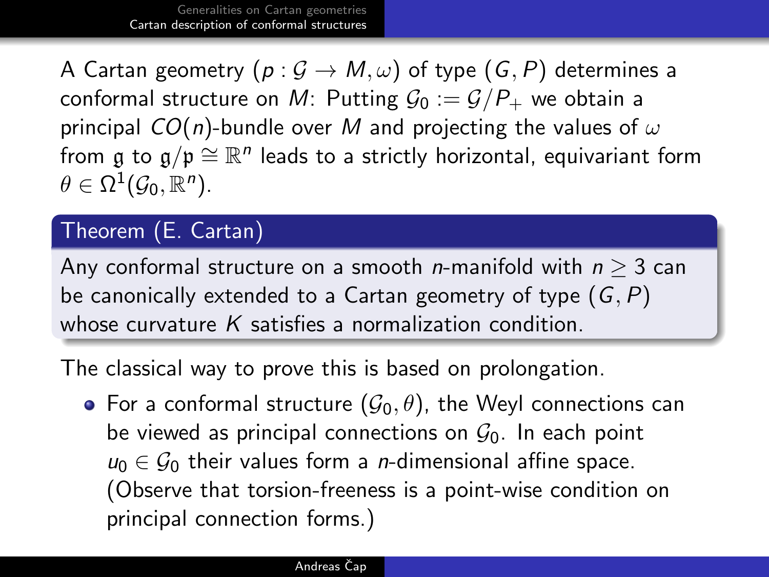A Cartan geometry $(p : \mathcal{G} \to M, \omega)$ of type $(G, P)$ determines a conformal structure on $M$: Putting $\mathcal{G}_0 := \mathcal{G}/P_+$ we obtain a principal $CO(n)$-bundle over $M$ and projecting the values of $\omega$ from $\mathfrak{g}$ to $\mathfrak{g}/\mathfrak{p} \cong \mathbb{R}^n$ leads to a strictly horizontal, equivariant form $\theta \in \Omega^1(\mathcal{G}_0, \mathbb{R}^n)$.

**Theorem (E. Cartan)**

Any conformal structure on a smooth $n$-manifold with $n \geq 3$ can be canonically extended to a Cartan geometry of type $(G, P)$ whose curvature $K$ satisfies a normalization condition.

The classical way to prove this is based on prolongation.

- For a conformal structure $(\mathcal{G}_0, \theta)$, the Weyl connections can be viewed as principal connections on $\mathcal{G}_0$. In each point $u_0 \in \mathcal{G}_0$ their values form a $n$-dimensional affine space. (Observe that torsion-freeness is a point-wise condition on principal connection forms.)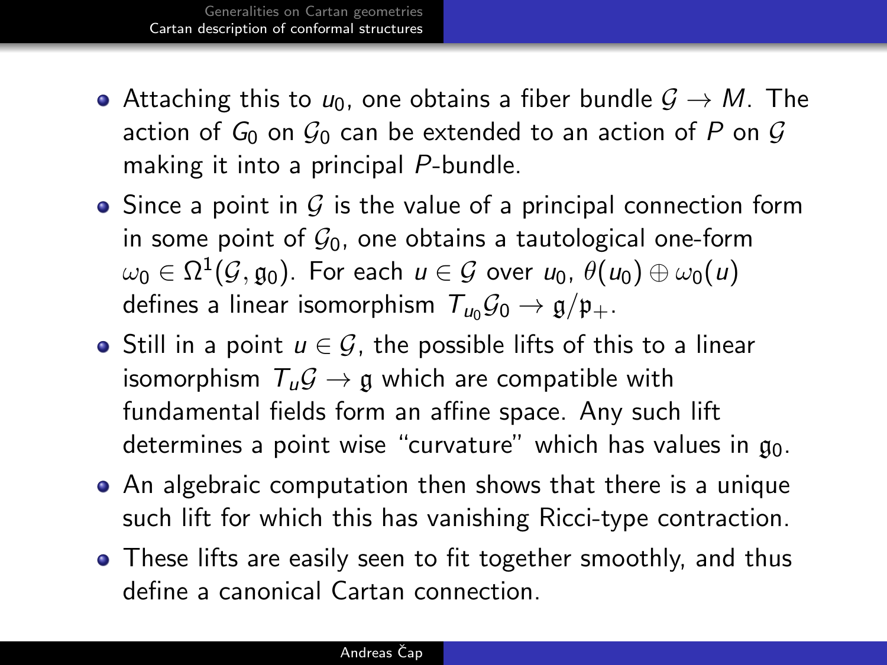- Attaching this to $u_0$, one obtains a fiber bundle $\mathcal{G} \to M$. The action of $G_0$ on $\mathcal{G}_0$ can be extended to an action of $P$ on $\mathcal{G}$ making it into a principal $P$-bundle.
- Since a point in $\mathcal{G}$ is the value of a principal connection form in some point of $\mathcal{G}_0$, one obtains a tautological one-form $\omega_0 \in \Omega^1(\mathcal{G}, \mathfrak{g}_0)$. For each $u \in \mathcal{G}$ over $u_0$, $\theta(u_0) \oplus \omega_0(u)$ defines a linear isomorphism $T_{u_0}\mathcal{G}_0 \to \mathfrak{g}/\mathfrak{p}_+$.
- Still in a point $u \in \mathcal{G}$, the possible lifts of this to a linear isomorphism $T_u\mathcal{G} \to \mathfrak{g}$ which are compatible with fundamental fields form an affine space. Any such lift determines a point wise "curvature" which has values in $\mathfrak{g}_0$.
- An algebraic computation then shows that there is a unique such lift for which this has vanishing Ricci-type contraction.
- These lifts are easily seen to fit together smoothly, and thus define a canonical Cartan connection.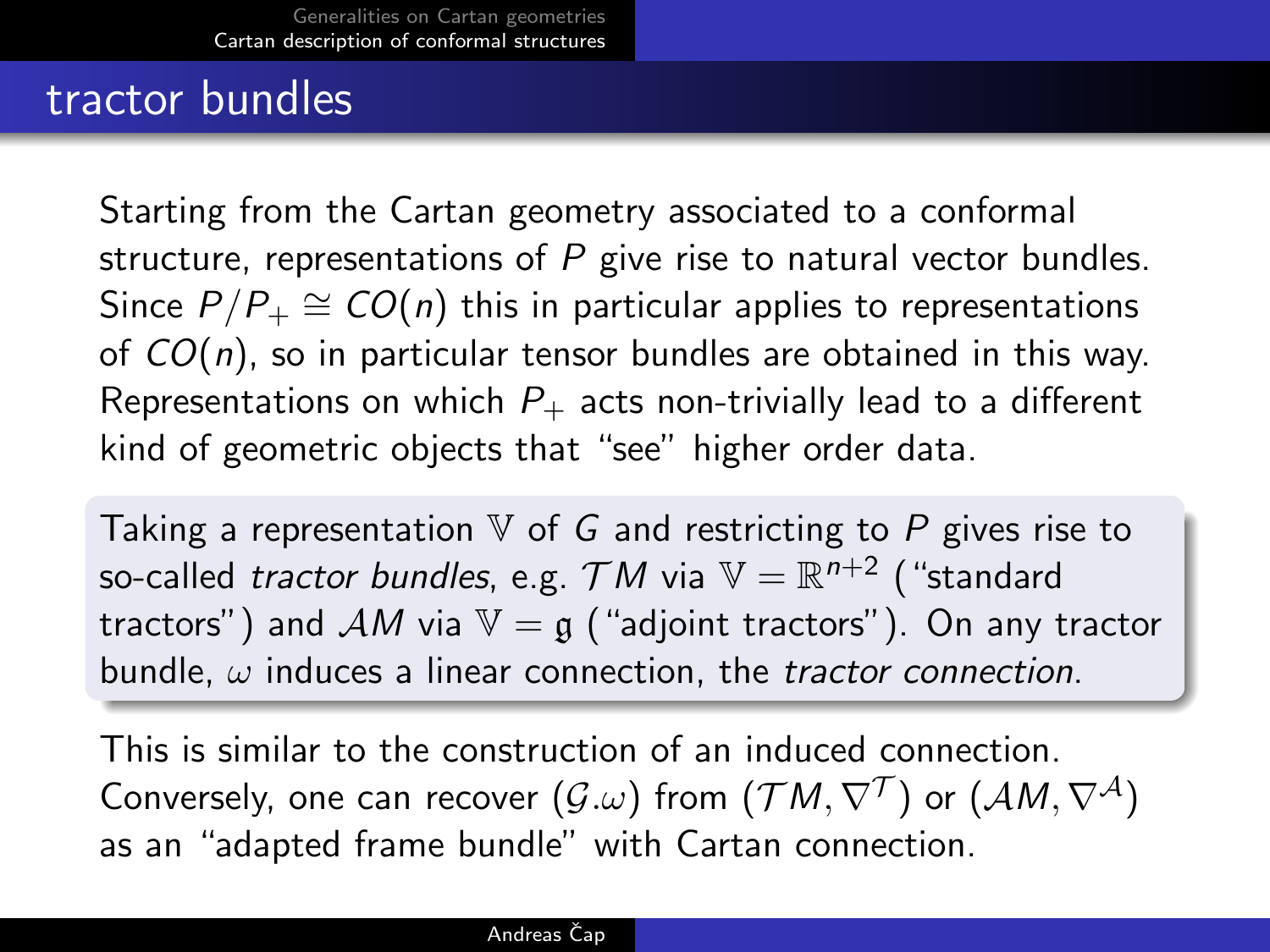## tractor bundles

Starting from the Cartan geometry associated to a conformal structure, representations of $P$ give rise to natural vector bundles. Since $P/P_+ \cong CO(n)$ this in particular applies to representations of $CO(n)$, so in particular tensor bundles are obtained in this way. Representations on which $P_+$ acts non-trivially lead to a different kind of geometric objects that "see" higher order data.

Taking a representation $\mathbb{V}$ of $G$ and restricting to $P$ gives rise to so-called *tractor bundles*, e.g. $\mathcal{T}M$ via $\mathbb{V} = \mathbb{R}^{n+2}$ ("standard tractors") and $\mathcal{A}M$ via $\mathbb{V} = \mathfrak{g}$ ("adjoint tractors"). On any tractor bundle, $\omega$ induces a linear connection, the *tractor connection*.

This is similar to the construction of an induced connection. Conversely, one can recover $(\mathcal{G}.\omega)$ from $(\mathcal{T}M, \nabla^{\mathcal{T}})$ or $(\mathcal{A}M, \nabla^{\mathcal{A}})$ as an "adapted frame bundle" with Cartan connection.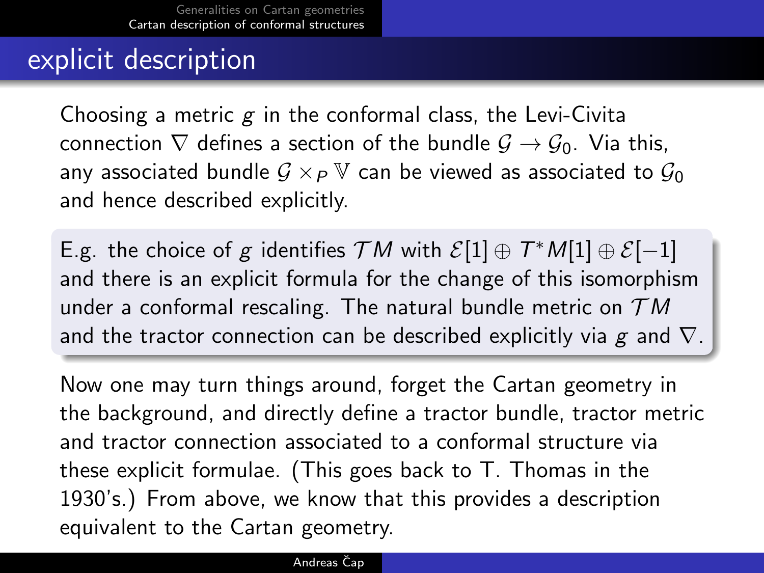## explicit description

Choosing a metric $g$ in the conformal class, the Levi-Civita connection $\nabla$ defines a section of the bundle $\mathcal{G} \to \mathcal{G}_0$. Via this, any associated bundle $\mathcal{G} \times_P \mathbb{V}$ can be viewed as associated to $\mathcal{G}_0$ and hence described explicitly.

E.g. the choice of $g$ identifies $\mathcal{T}M$ with $\mathcal{E}[1] \oplus T^*M[1] \oplus \mathcal{E}[-1]$ and there is an explicit formula for the change of this isomorphism under a conformal rescaling. The natural bundle metric on $\mathcal{T}M$ and the tractor connection can be described explicitly via $g$ and $\nabla$.

Now one may turn things around, forget the Cartan geometry in the background, and directly define a tractor bundle, tractor metric and tractor connection associated to a conformal structure via these explicit formulae. (This goes back to T. Thomas in the 1930's.) From above, we know that this provides a description equivalent to the Cartan geometry.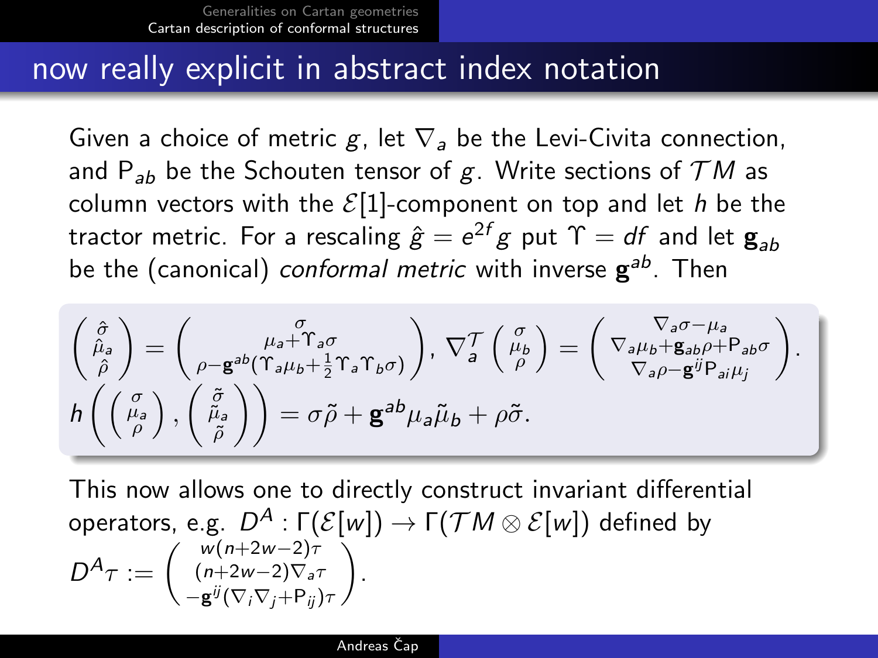## now really explicit in abstract index notation

Given a choice of metric $g$, let $\nabla_a$ be the Levi-Civita connection, and $\mathsf{P}_{ab}$ be the Schouten tensor of $g$. Write sections of $\mathcal{T}M$ as column vectors with the $\mathcal{E}[1]$-component on top and let $h$ be the tractor metric. For a rescaling $\hat{g} = e^{2f}g$ put $\Upsilon = df$ and let $\mathbf{g}_{ab}$ be the (canonical) *conformal metric* with inverse $\mathbf{g}^{ab}$. Then

$$\begin{pmatrix} \hat{\sigma} \\ \hat{\mu}_a \\ \hat{\rho} \end{pmatrix} = \begin{pmatrix} \sigma \\ \mu_a + \Upsilon_a \sigma \\ \rho - \mathbf{g}^{ab}(\Upsilon_a \mu_b + \frac{1}{2}\Upsilon_a \Upsilon_b \sigma) \end{pmatrix}, \; \nabla_a^{\mathcal{T}} \begin{pmatrix} \sigma \\ \mu_b \\ \rho \end{pmatrix} = \begin{pmatrix} \nabla_a \sigma - \mu_a \\ \nabla_a \mu_b + \mathbf{g}_{ab}\rho + \mathsf{P}_{ab}\sigma \\ \nabla_a \rho - \mathbf{g}^{ij}\mathsf{P}_{ai}\mu_j \end{pmatrix}.$$

$$h\left( \begin{pmatrix} \sigma \\ \mu_a \\ \rho \end{pmatrix}, \begin{pmatrix} \tilde{\sigma} \\ \tilde{\mu}_a \\ \tilde{\rho} \end{pmatrix} \right) = \sigma\tilde{\rho} + \mathbf{g}^{ab}\mu_a \tilde{\mu}_b + \rho\tilde{\sigma}.$$

This now allows one to directly construct invariant differential operators, e.g. $D^A : \Gamma(\mathcal{E}[w]) \to \Gamma(\mathcal{T}M \otimes \mathcal{E}[w])$ defined by

$$D^A \tau := \begin{pmatrix} w(n+2w-2)\tau \\ (n+2w-2)\nabla_a \tau \\ -\mathbf{g}^{ij}(\nabla_i \nabla_j + \mathsf{P}_{ij})\tau \end{pmatrix}.$$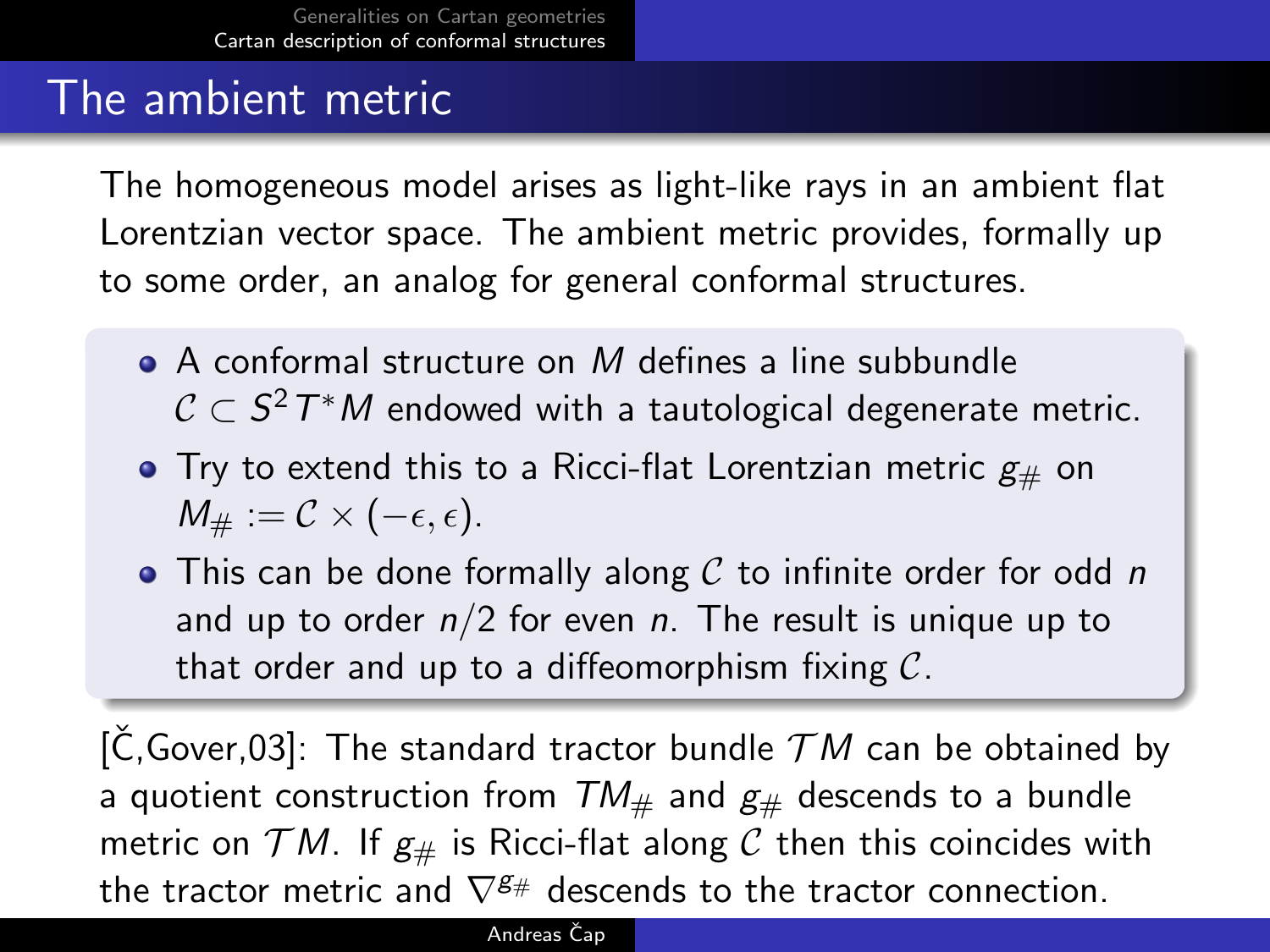# The ambient metric

The homogeneous model arises as light-like rays in an ambient flat Lorentzian vector space. The ambient metric provides, formally up to some order, an analog for general conformal structures.

- A conformal structure on $M$ defines a line subbundle $\mathcal{C} \subset S^2 T^*M$ endowed with a tautological degenerate metric.
- Try to extend this to a Ricci-flat Lorentzian metric $g_\#$ on $M_\# := \mathcal{C} \times (-\epsilon, \epsilon)$.
- This can be done formally along $\mathcal{C}$ to infinite order for odd $n$ and up to order $n/2$ for even $n$. The result is unique up to that order and up to a diffeomorphism fixing $\mathcal{C}$.

[Č,Gover,03]: The standard tractor bundle $\mathcal{T}M$ can be obtained by a quotient construction from $TM_\#$ and $g_\#$ descends to a bundle metric on $\mathcal{T}M$. If $g_\#$ is Ricci-flat along $\mathcal{C}$ then this coincides with the tractor metric and $\nabla^{g_\#}$ descends to the tractor connection.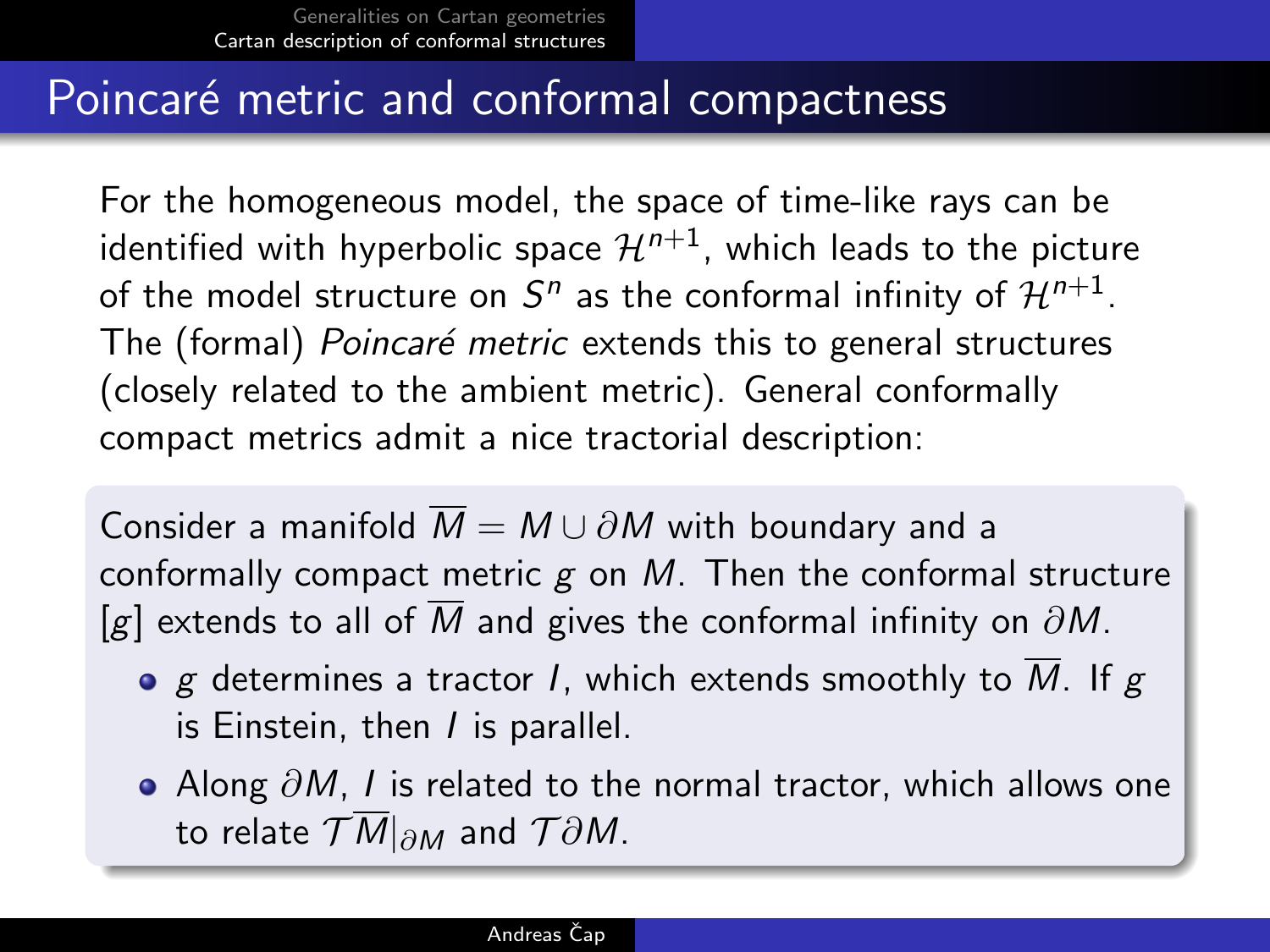## Poincaré metric and conformal compactness

For the homogeneous model, the space of time-like rays can be identified with hyperbolic space $\mathcal{H}^{n+1}$, which leads to the picture of the model structure on $S^n$ as the conformal infinity of $\mathcal{H}^{n+1}$. The (formal) *Poincaré metric* extends this to general structures (closely related to the ambient metric). General conformally compact metrics admit a nice tractorial description:

Consider a manifold $\overline{M} = M \cup \partial M$ with boundary and a conformally compact metric $g$ on $M$. Then the conformal structure $[g]$ extends to all of $\overline{M}$ and gives the conformal infinity on $\partial M$.

- $g$ determines a tractor $I$, which extends smoothly to $\overline{M}$. If $g$ is Einstein, then $I$ is parallel.
- Along $\partial M$, $I$ is related to the normal tractor, which allows one to relate $\mathcal{T}\overline{M}|_{\partial M}$ and $\mathcal{T}\partial M$.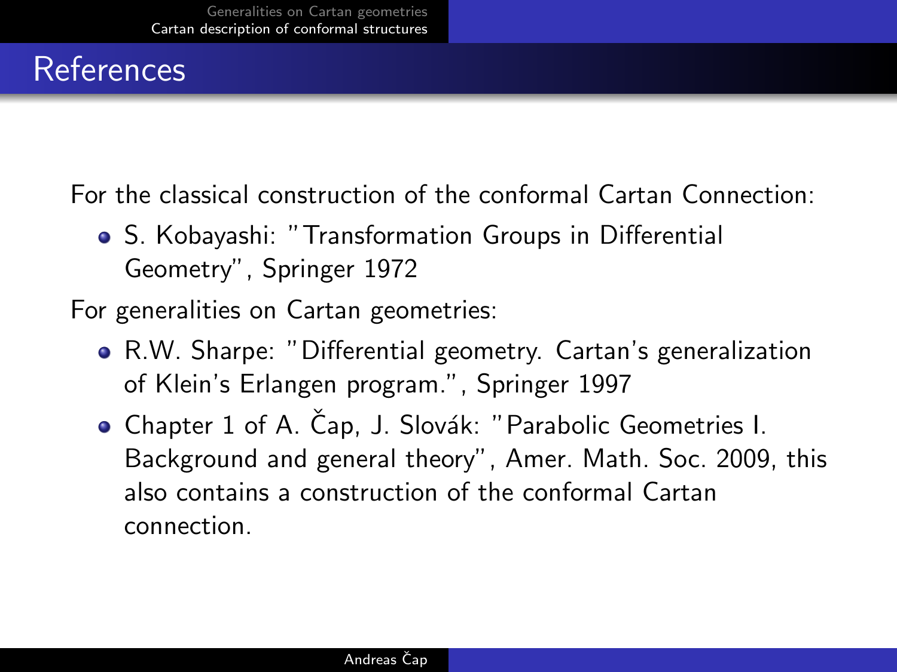# References

For the classical construction of the conformal Cartan Connection:

- S. Kobayashi: "Transformation Groups in Differential Geometry", Springer 1972

For generalities on Cartan geometries:

- R.W. Sharpe: "Differential geometry. Cartan's generalization of Klein's Erlangen program.", Springer 1997
- Chapter 1 of A. Čap, J. Slovák: "Parabolic Geometries I. Background and general theory", Amer. Math. Soc. 2009, this also contains a construction of the conformal Cartan connection.